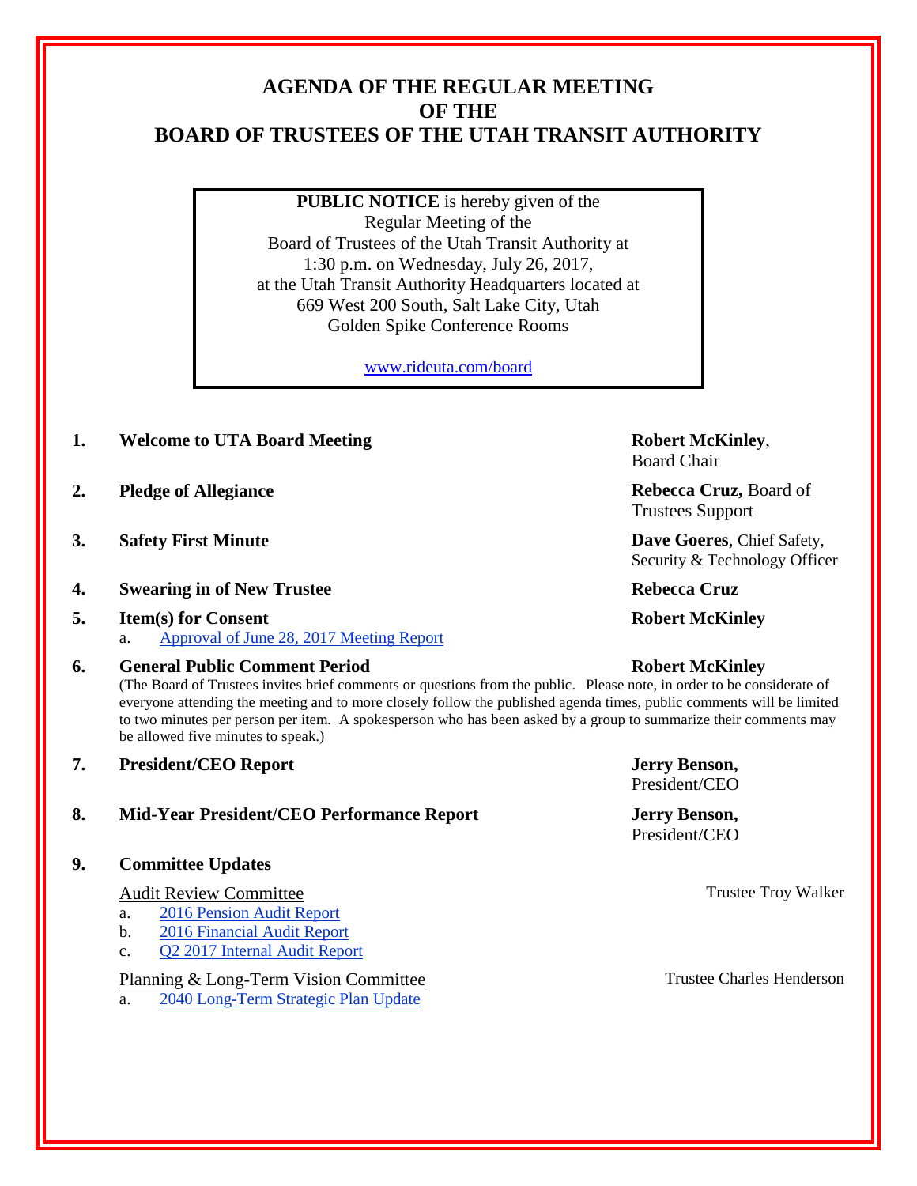# AGENDA OF THE REGULAR MEETING OF THE BOARD OF TRUSTEES OF THE UTAH TRANSIT AUTHORITY

**PUBLIC NOTICE** is hereby given of the Regular Meeting of the Board of Trustees of the Utah Transit Authority at 1:30 p.m. on Wednesday, July 26, 2017, at the Utah Transit Authority Headquarters located at 669 West 200 South, Salt Lake City, Utah Golden Spike Conference Rooms

www.rideuta.com/board

1. **Welcome to UTA Board Meeting** — **Robert McKinley**, Board Chair

2. **Pledge of Allegiance** — **Rebecca Cruz,** Board of Trustees Support

3. **Safety First Minute** — **Dave Goeres**, Chief Safety, Security & Technology Officer

4. **Swearing in of New Trustee** — **Rebecca Cruz**

5. **Item(s) for Consent** — **Robert McKinley**
   a. Approval of June 28, 2017 Meeting Report

6. **General Public Comment Period** — **Robert McKinley**
   (The Board of Trustees invites brief comments or questions from the public. Please note, in order to be considerate of everyone attending the meeting and to more closely follow the published agenda times, public comments will be limited to two minutes per person per item. A spokesperson who has been asked by a group to summarize their comments may be allowed five minutes to speak.)

7. **President/CEO Report** — **Jerry Benson,** President/CEO

8. **Mid-Year President/CEO Performance Report** — **Jerry Benson,** President/CEO

9. **Committee Updates**

   Audit Review Committee — Trustee Troy Walker
   a. 2016 Pension Audit Report
   b. 2016 Financial Audit Report
   c. Q2 2017 Internal Audit Report

   Planning & Long-Term Vision Committee — Trustee Charles Henderson
   a. 2040 Long-Term Strategic Plan Update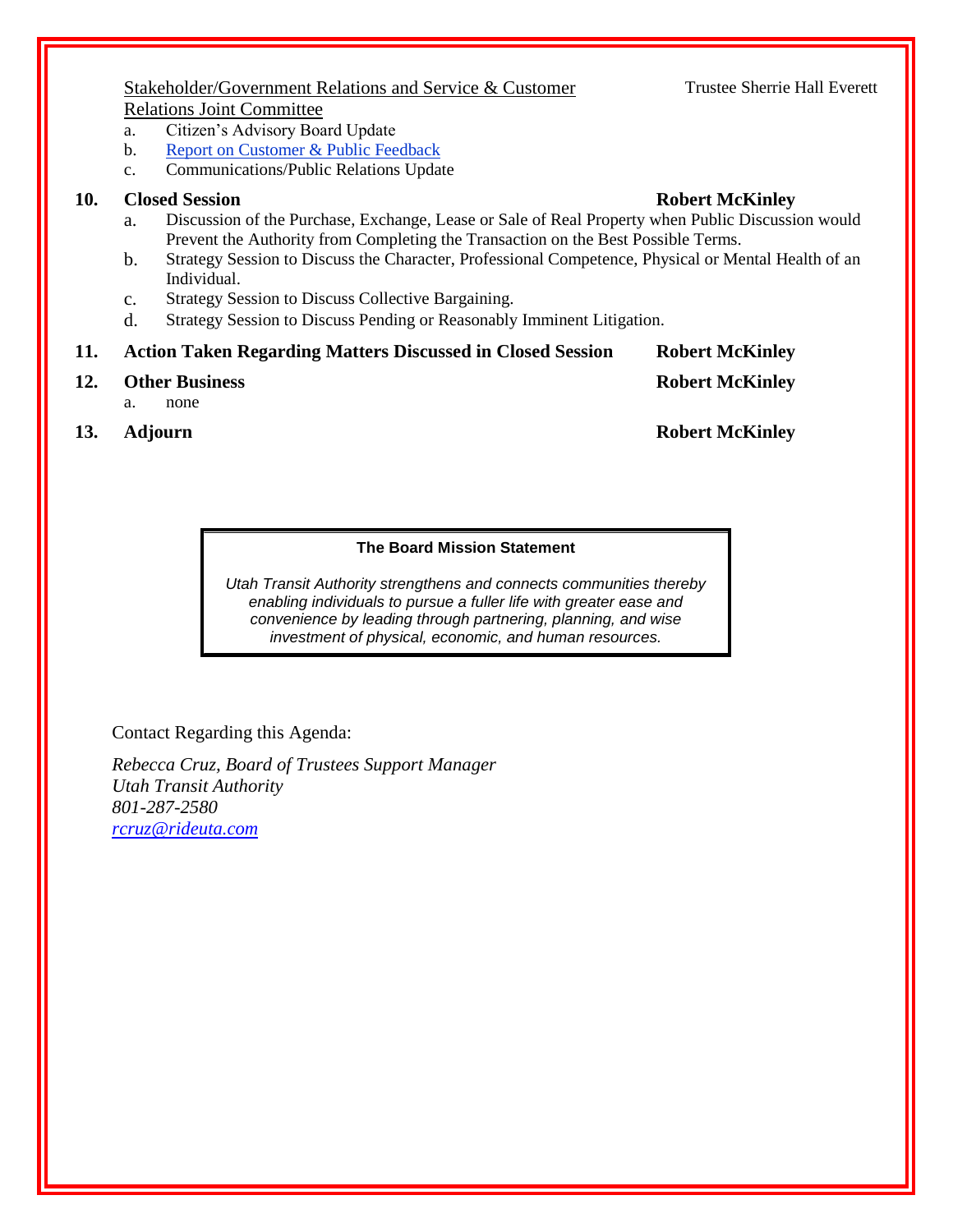Stakeholder/Government Relations and Service & Customer Relations Joint Committee — Trustee Sherrie Hall Everett

a. Citizen's Advisory Board Update
b. Report on Customer & Public Feedback
c. Communications/Public Relations Update

**10. Closed Session** — **Robert McKinley**

a. Discussion of the Purchase, Exchange, Lease or Sale of Real Property when Public Discussion would Prevent the Authority from Completing the Transaction on the Best Possible Terms.
b. Strategy Session to Discuss the Character, Professional Competence, Physical or Mental Health of an Individual.
c. Strategy Session to Discuss Collective Bargaining.
d. Strategy Session to Discuss Pending or Reasonably Imminent Litigation.

**11. Action Taken Regarding Matters Discussed in Closed Session** — **Robert McKinley**

**12. Other Business** — **Robert McKinley**

a. none

**13. Adjourn** — **Robert McKinley**

**The Board Mission Statement**

*Utah Transit Authority strengthens and connects communities thereby enabling individuals to pursue a fuller life with greater ease and convenience by leading through partnering, planning, and wise investment of physical, economic, and human resources.*

Contact Regarding this Agenda:

*Rebecca Cruz, Board of Trustees Support Manager*
*Utah Transit Authority*
*801-287-2580*
*rcruz@rideuta.com*